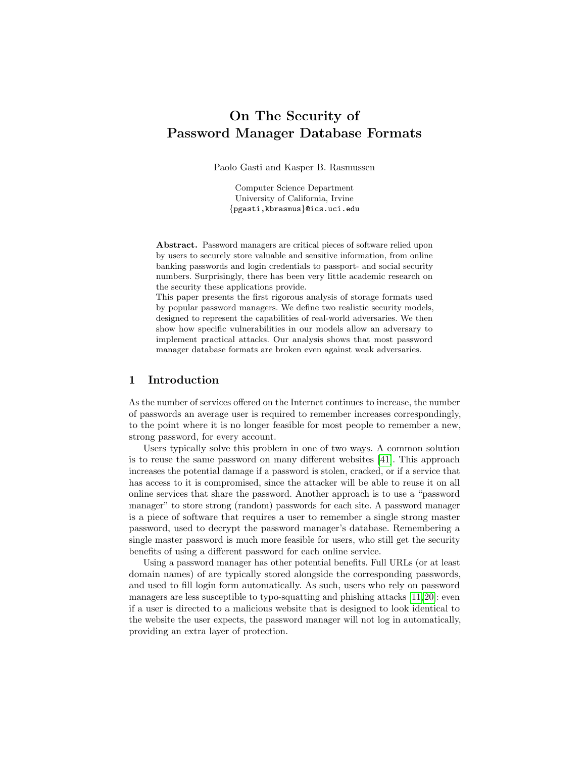# On The Security of Password Manager Database Formats

Paolo Gasti and Kasper B. Rasmussen

Computer Science Department
University of California, Irvine
{pgasti,kbrasmus}@ics.uci.edu

**Abstract.** Password managers are critical pieces of software relied upon by users to securely store valuable and sensitive information, from online banking passwords and login credentials to passport- and social security numbers. Surprisingly, there has been very little academic research on the security these applications provide.
This paper presents the first rigorous analysis of storage formats used by popular password managers. We define two realistic security models, designed to represent the capabilities of real-world adversaries. We then show how specific vulnerabilities in our models allow an adversary to implement practical attacks. Our analysis shows that most password manager database formats are broken even against weak adversaries.

## 1 Introduction

As the number of services offered on the Internet continues to increase, the number of passwords an average user is required to remember increases correspondingly, to the point where it is no longer feasible for most people to remember a new, strong password, for every account.

Users typically solve this problem in one of two ways. A common solution is to reuse the same password on many different websites [41]. This approach increases the potential damage if a password is stolen, cracked, or if a service that has access to it is compromised, since the attacker will be able to reuse it on all online services that share the password. Another approach is to use a "password manager" to store strong (random) passwords for each site. A password manager is a piece of software that requires a user to remember a single strong master password, used to decrypt the password manager's database. Remembering a single master password is much more feasible for users, who still get the security benefits of using a different password for each online service.

Using a password manager has other potential benefits. Full URLs (or at least domain names) of are typically stored alongside the corresponding passwords, and used to fill login form automatically. As such, users who rely on password managers are less susceptible to typo-squatting and phishing attacks [11,20]: even if a user is directed to a malicious website that is designed to look identical to the website the user expects, the password manager will not log in automatically, providing an extra layer of protection.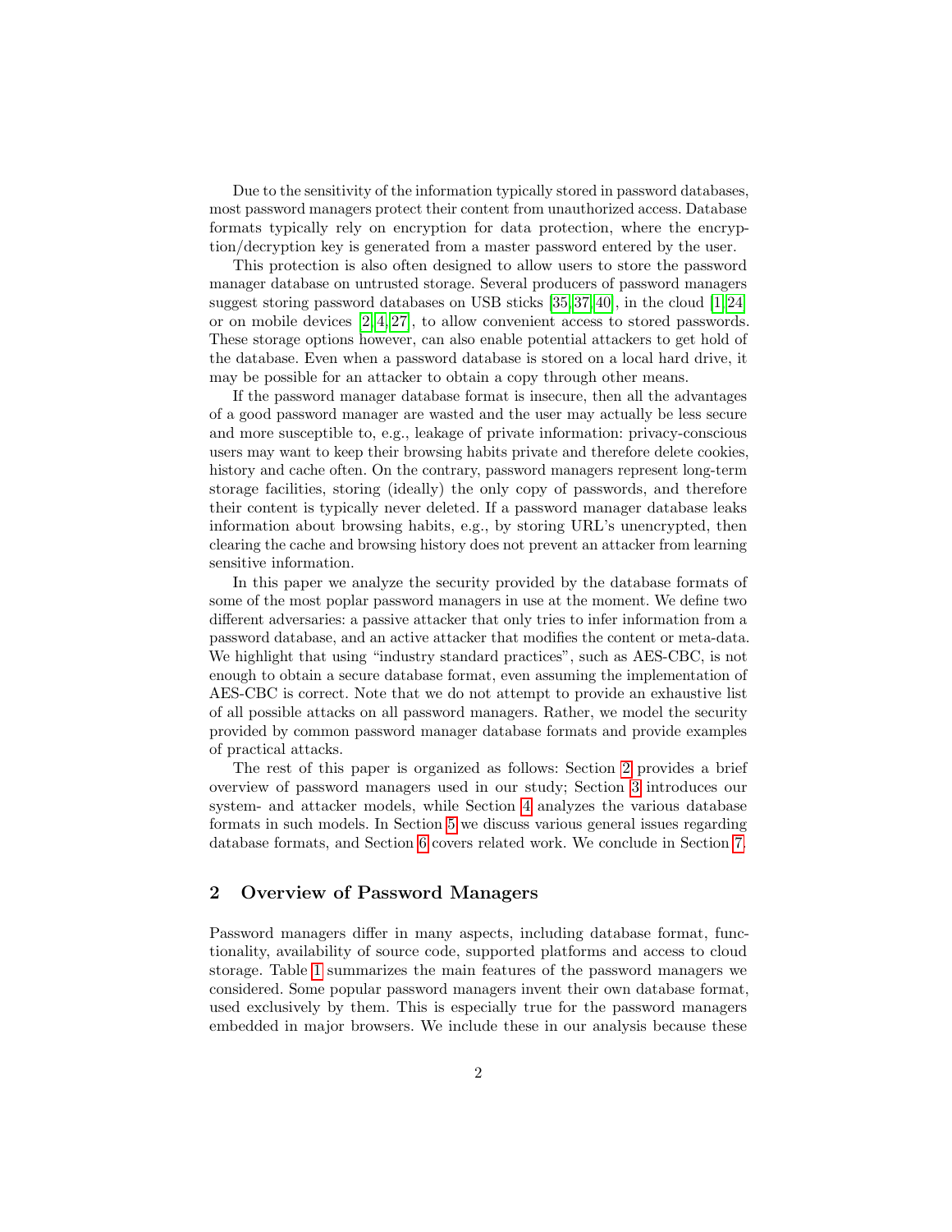Due to the sensitivity of the information typically stored in password databases, most password managers protect their content from unauthorized access. Database formats typically rely on encryption for data protection, where the encryption/decryption key is generated from a master password entered by the user.

This protection is also often designed to allow users to store the password manager database on untrusted storage. Several producers of password managers suggest storing password databases on USB sticks [35,37,40], in the cloud [1,24] or on mobile devices [2,4,27], to allow convenient access to stored passwords. These storage options however, can also enable potential attackers to get hold of the database. Even when a password database is stored on a local hard drive, it may be possible for an attacker to obtain a copy through other means.

If the password manager database format is insecure, then all the advantages of a good password manager are wasted and the user may actually be less secure and more susceptible to, e.g., leakage of private information: privacy-conscious users may want to keep their browsing habits private and therefore delete cookies, history and cache often. On the contrary, password managers represent long-term storage facilities, storing (ideally) the only copy of passwords, and therefore their content is typically never deleted. If a password manager database leaks information about browsing habits, e.g., by storing URL's unencrypted, then clearing the cache and browsing history does not prevent an attacker from learning sensitive information.

In this paper we analyze the security provided by the database formats of some of the most poplar password managers in use at the moment. We define two different adversaries: a passive attacker that only tries to infer information from a password database, and an active attacker that modifies the content or meta-data. We highlight that using "industry standard practices", such as AES-CBC, is not enough to obtain a secure database format, even assuming the implementation of AES-CBC is correct. Note that we do not attempt to provide an exhaustive list of all possible attacks on all password managers. Rather, we model the security provided by common password manager database formats and provide examples of practical attacks.

The rest of this paper is organized as follows: Section 2 provides a brief overview of password managers used in our study; Section 3 introduces our system- and attacker models, while Section 4 analyzes the various database formats in such models. In Section 5 we discuss various general issues regarding database formats, and Section 6 covers related work. We conclude in Section 7.

## 2 Overview of Password Managers

Password managers differ in many aspects, including database format, functionality, availability of source code, supported platforms and access to cloud storage. Table 1 summarizes the main features of the password managers we considered. Some popular password managers invent their own database format, used exclusively by them. This is especially true for the password managers embedded in major browsers. We include these in our analysis because these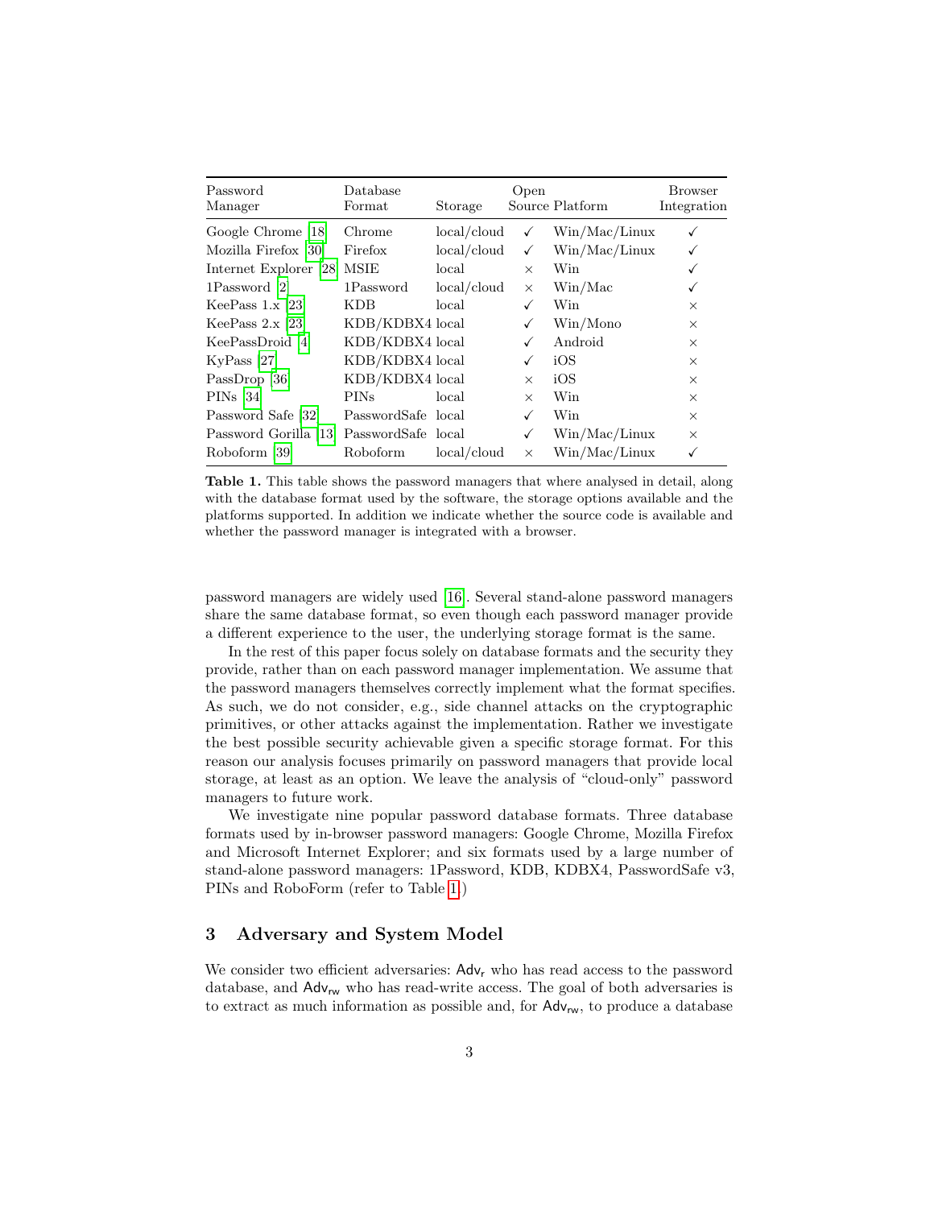| Password Manager | Database Format | Storage | Open Source | Platform | Browser Integration |
|---|---|---|---|---|---|
| Google Chrome [18] | Chrome | local/cloud | ✓ | Win/Mac/Linux | ✓ |
| Mozilla Firefox [30] | Firefox | local/cloud | ✓ | Win/Mac/Linux | ✓ |
| Internet Explorer [28] | MSIE | local | × | Win | ✓ |
| 1Password [2] | 1Password | local/cloud | × | Win/Mac | ✓ |
| KeePass 1.x [23] | KDB | local | ✓ | Win | × |
| KeePass 2.x [23] | KDB/KDBX4 | local | ✓ | Win/Mono | × |
| KeePassDroid [4] | KDB/KDBX4 | local | ✓ | Android | × |
| KyPass [27] | KDB/KDBX4 | local | ✓ | iOS | × |
| PassDrop [36] | KDB/KDBX4 | local | × | iOS | × |
| PINs [34] | PINs | local | × | Win | × |
| Password Safe [32] | PasswordSafe | local | ✓ | Win | × |
| Password Gorilla [13] | PasswordSafe | local | ✓ | Win/Mac/Linux | × |
| Roboform [39] | Roboform | local/cloud | × | Win/Mac/Linux | ✓ |

**Table 1.** This table shows the password managers that where analysed in detail, along with the database format used by the software, the storage options available and the platforms supported. In addition we indicate whether the source code is available and whether the password manager is integrated with a browser.

password managers are widely used [16]. Several stand-alone password managers share the same database format, so even though each password manager provide a different experience to the user, the underlying storage format is the same.

In the rest of this paper focus solely on database formats and the security they provide, rather than on each password manager implementation. We assume that the password managers themselves correctly implement what the format specifies. As such, we do not consider, e.g., side channel attacks on the cryptographic primitives, or other attacks against the implementation. Rather we investigate the best possible security achievable given a specific storage format. For this reason our analysis focuses primarily on password managers that provide local storage, at least as an option. We leave the analysis of "cloud-only" password managers to future work.

We investigate nine popular password database formats. Three database formats used by in-browser password managers: Google Chrome, Mozilla Firefox and Microsoft Internet Explorer; and six formats used by a large number of stand-alone password managers: 1Password, KDB, KDBX4, PasswordSafe v3, PINs and RoboForm (refer to Table 1.)

## 3 Adversary and System Model

We consider two efficient adversaries: $\mathsf{Adv_r}$ who has read access to the password database, and $\mathsf{Adv_{rw}}$ who has read-write access. The goal of both adversaries is to extract as much information as possible and, for $\mathsf{Adv_{rw}}$, to produce a database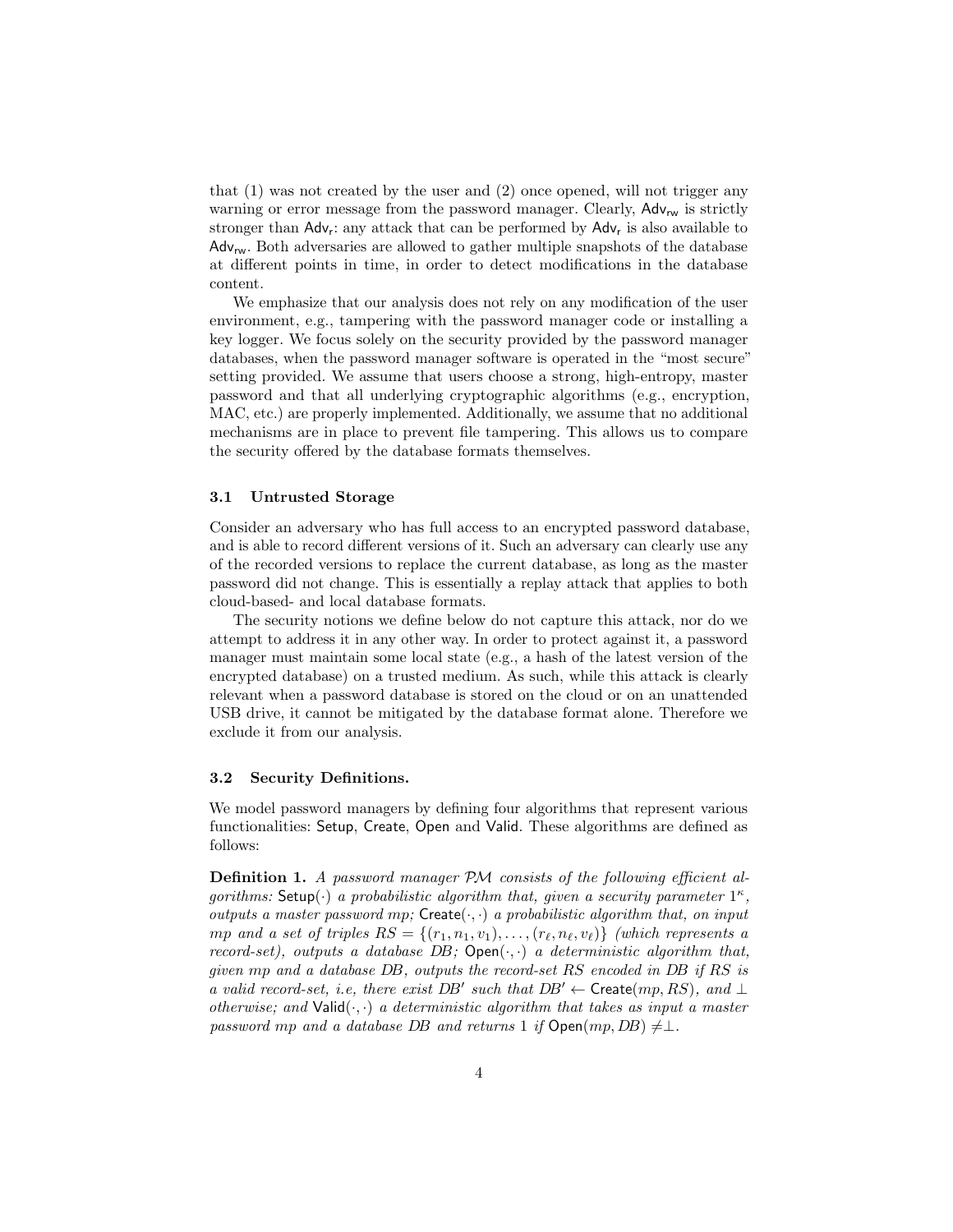that (1) was not created by the user and (2) once opened, will not trigger any warning or error message from the password manager. Clearly, $\mathsf{Adv_{rw}}$ is strictly stronger than $\mathsf{Adv_r}$: any attack that can be performed by $\mathsf{Adv_r}$ is also available to $\mathsf{Adv_{rw}}$. Both adversaries are allowed to gather multiple snapshots of the database at different points in time, in order to detect modifications in the database content.

We emphasize that our analysis does not rely on any modification of the user environment, e.g., tampering with the password manager code or installing a key logger. We focus solely on the security provided by the password manager databases, when the password manager software is operated in the "most secure" setting provided. We assume that users choose a strong, high-entropy, master password and that all underlying cryptographic algorithms (e.g., encryption, MAC, etc.) are properly implemented. Additionally, we assume that no additional mechanisms are in place to prevent file tampering. This allows us to compare the security offered by the database formats themselves.

### 3.1 Untrusted Storage

Consider an adversary who has full access to an encrypted password database, and is able to record different versions of it. Such an adversary can clearly use any of the recorded versions to replace the current database, as long as the master password did not change. This is essentially a replay attack that applies to both cloud-based- and local database formats.

The security notions we define below do not capture this attack, nor do we attempt to address it in any other way. In order to protect against it, a password manager must maintain some local state (e.g., a hash of the latest version of the encrypted database) on a trusted medium. As such, while this attack is clearly relevant when a password database is stored on the cloud or on an unattended USB drive, it cannot be mitigated by the database format alone. Therefore we exclude it from our analysis.

### 3.2 Security Definitions.

We model password managers by defining four algorithms that represent various functionalities: $\mathsf{Setup}$, $\mathsf{Create}$, $\mathsf{Open}$ and $\mathsf{Valid}$. These algorithms are defined as follows:

**Definition 1.** *A password manager $\mathcal{PM}$ consists of the following efficient algorithms:* $\mathsf{Setup}(\cdot)$ *a probabilistic algorithm that, given a security parameter $1^\kappa$, outputs a master password $mp$;* $\mathsf{Create}(\cdot,\cdot)$ *a probabilistic algorithm that, on input $mp$ and a set of triples $RS = \{(r_1, n_1, v_1), \ldots, (r_\ell, n_\ell, v_\ell)\}$ (which represents a record-set), outputs a database $DB$;* $\mathsf{Open}(\cdot,\cdot)$ *a deterministic algorithm that, given $mp$ and a database $DB$, outputs the record-set $RS$ encoded in $DB$ if $RS$ is a valid record-set, i.e, there exist $DB'$ such that $DB' \leftarrow \mathsf{Create}(mp, RS)$, and $\perp$ otherwise; and* $\mathsf{Valid}(\cdot,\cdot)$ *a deterministic algorithm that takes as input a master password $mp$ and a database $DB$ and returns 1 if $\mathsf{Open}(mp, DB) \neq \perp$.*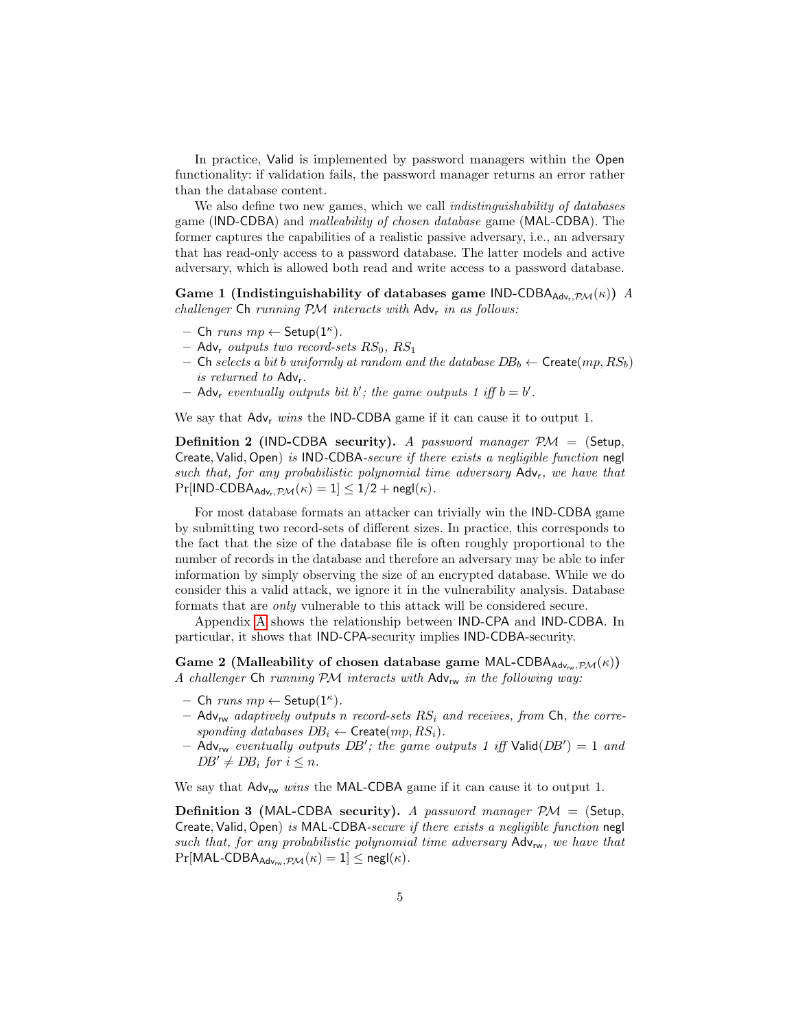In practice, Valid is implemented by password managers within the Open functionality: if validation fails, the password manager returns an error rather than the database content.

We also define two new games, which we call *indistinguishability of databases* game (IND-CDBA) and *malleability of chosen database* game (MAL-CDBA). The former captures the capabilities of a realistic passive adversary, i.e., an adversary that has read-only access to a password database. The latter models and active adversary, which is allowed both read and write access to a password database.

**Game 1 (Indistinguishability of databases game $\mathsf{IND\text{-}CDBA}_{\mathsf{Adv_r},\mathcal{PM}}(\kappa)$)** *A challenger* Ch *running* $\mathcal{PM}$ *interacts with* $\mathsf{Adv_r}$ *in as follows:*

- Ch *runs* $mp \leftarrow \mathsf{Setup}(1^\kappa)$.
- $\mathsf{Adv_r}$ *outputs two record-sets* $RS_0$, $RS_1$
- Ch *selects a bit* $b$ *uniformly at random and the database* $DB_b \leftarrow \mathsf{Create}(mp, RS_b)$ *is returned to* $\mathsf{Adv_r}$.
- $\mathsf{Adv_r}$ *eventually outputs bit* $b'$*; the game outputs 1 iff* $b = b'$.

We say that $\mathsf{Adv_r}$ *wins* the IND-CDBA game if it can cause it to output 1.

**Definition 2 (IND-CDBA security).** *A password manager* $\mathcal{PM}$ = (Setup, Create, Valid, Open) *is* IND-CDBA*-secure if there exists a negligible function* negl *such that, for any probabilistic polynomial time adversary* $\mathsf{Adv_r}$*, we have that* $\Pr[\mathsf{IND\text{-}CDBA}_{\mathsf{Adv_r},\mathcal{PM}}(\kappa) = 1] \leq 1/2 + \mathsf{negl}(\kappa)$.

For most database formats an attacker can trivially win the IND-CDBA game by submitting two record-sets of different sizes. In practice, this corresponds to the fact that the size of the database file is often roughly proportional to the number of records in the database and therefore an adversary may be able to infer information by simply observing the size of an encrypted database. While we do consider this a valid attack, we ignore it in the vulnerability analysis. Database formats that are *only* vulnerable to this attack will be considered secure.

Appendix A shows the relationship between IND-CPA and IND-CDBA. In particular, it shows that IND-CPA-security implies IND-CDBA-security.

**Game 2 (Malleability of chosen database game $\mathsf{MAL\text{-}CDBA}_{\mathsf{Adv_{rw}},\mathcal{PM}}(\kappa)$)** *A challenger* Ch *running* $\mathcal{PM}$ *interacts with* $\mathsf{Adv_{rw}}$ *in the following way:*

- Ch *runs* $mp \leftarrow \mathsf{Setup}(1^\kappa)$.
- $\mathsf{Adv_{rw}}$ *adaptively outputs* $n$ *record-sets* $RS_i$ *and receives, from* Ch*, the corresponding databases* $DB_i \leftarrow \mathsf{Create}(mp, RS_i)$.
- $\mathsf{Adv_{rw}}$ *eventually outputs* $DB'$*; the game outputs 1 iff* $\mathsf{Valid}(DB') = 1$ *and* $DB' \neq DB_i$ *for* $i \leq n$.

We say that $\mathsf{Adv_{rw}}$ *wins* the MAL-CDBA game if it can cause it to output 1.

**Definition 3 (MAL-CDBA security).** *A password manager* $\mathcal{PM}$ = (Setup, Create, Valid, Open) *is* MAL-CDBA*-secure if there exists a negligible function* negl *such that, for any probabilistic polynomial time adversary* $\mathsf{Adv_{rw}}$*, we have that* $\Pr[\mathsf{MAL\text{-}CDBA}_{\mathsf{Adv_{rw}},\mathcal{PM}}(\kappa) = 1] \leq \mathsf{negl}(\kappa)$.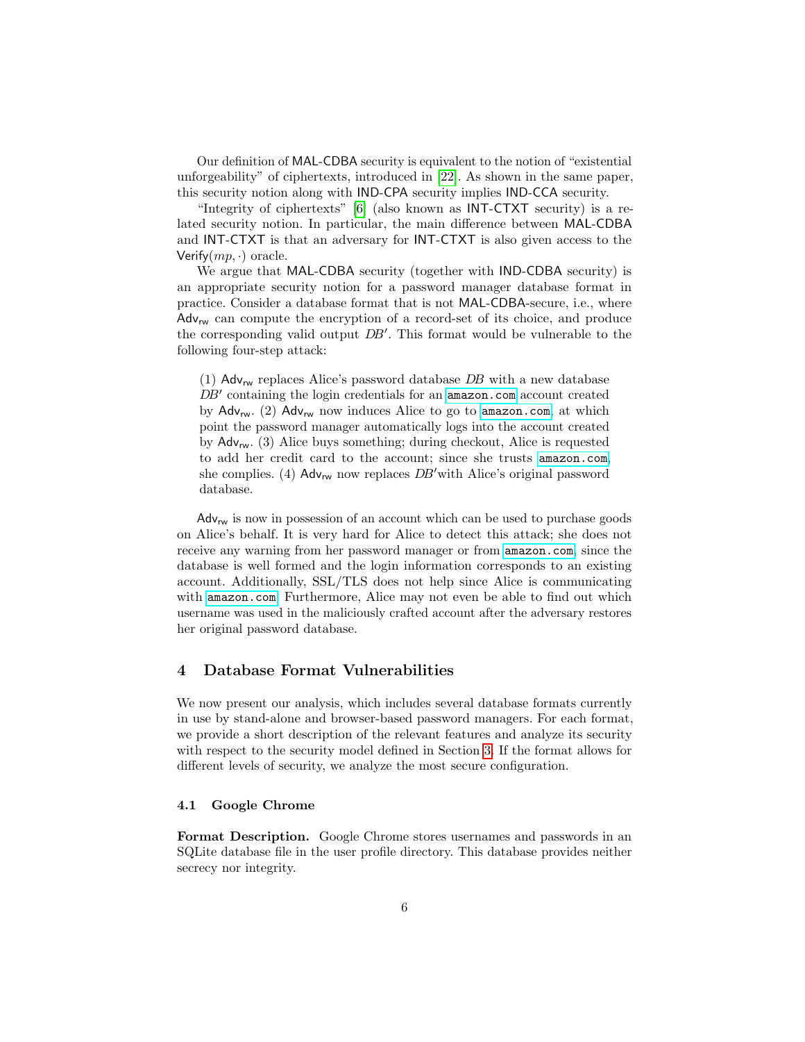Our definition of MAL-CDBA security is equivalent to the notion of "existential unforgeability" of ciphertexts, introduced in [22]. As shown in the same paper, this security notion along with IND-CPA security implies IND-CCA security.

"Integrity of ciphertexts" [6] (also known as INT-CTXT security) is a related security notion. In particular, the main difference between MAL-CDBA and INT-CTXT is that an adversary for INT-CTXT is also given access to the $\mathsf{Verify}(mp, \cdot)$ oracle.

We argue that MAL-CDBA security (together with IND-CDBA security) is an appropriate security notion for a password manager database format in practice. Consider a database format that is not MAL-CDBA-secure, i.e., where $\mathsf{Adv}_{\mathsf{rw}}$ can compute the encryption of a record-set of its choice, and produce the corresponding valid output $DB'$. This format would be vulnerable to the following four-step attack:

> (1) $\mathsf{Adv}_{\mathsf{rw}}$ replaces Alice's password database $DB$ with a new database $DB'$ containing the login credentials for an `amazon.com` account created by $\mathsf{Adv}_{\mathsf{rw}}$. (2) $\mathsf{Adv}_{\mathsf{rw}}$ now induces Alice to go to `amazon.com`, at which point the password manager automatically logs into the account created by $\mathsf{Adv}_{\mathsf{rw}}$. (3) Alice buys something; during checkout, Alice is requested to add her credit card to the account; since she trusts `amazon.com`, she complies. (4) $\mathsf{Adv}_{\mathsf{rw}}$ now replaces $DB'$ with Alice's original password database.

$\mathsf{Adv}_{\mathsf{rw}}$ is now in possession of an account which can be used to purchase goods on Alice's behalf. It is very hard for Alice to detect this attack; she does not receive any warning from her password manager or from `amazon.com`, since the database is well formed and the login information corresponds to an existing account. Additionally, SSL/TLS does not help since Alice is communicating with `amazon.com`. Furthermore, Alice may not even be able to find out which username was used in the maliciously crafted account after the adversary restores her original password database.

## 4 Database Format Vulnerabilities

We now present our analysis, which includes several database formats currently in use by stand-alone and browser-based password managers. For each format, we provide a short description of the relevant features and analyze its security with respect to the security model defined in Section 3. If the format allows for different levels of security, we analyze the most secure configuration.

### 4.1 Google Chrome

**Format Description.** Google Chrome stores usernames and passwords in an SQLite database file in the user profile directory. This database provides neither secrecy nor integrity.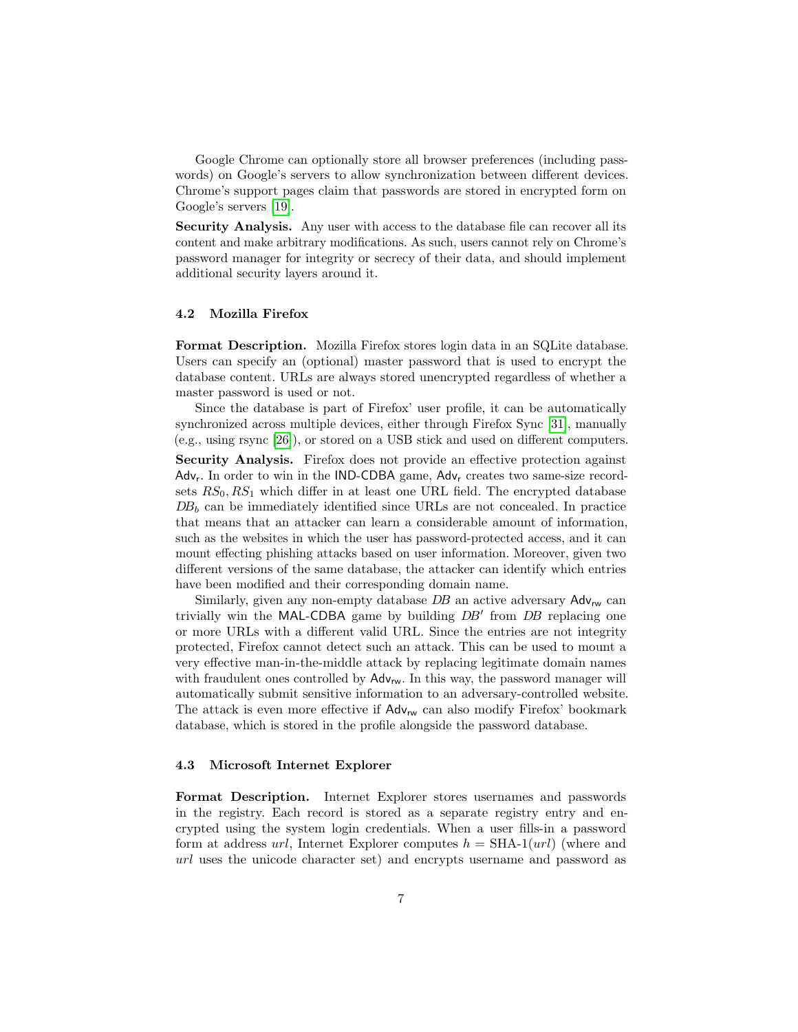Google Chrome can optionally store all browser preferences (including passwords) on Google's servers to allow synchronization between different devices. Chrome's support pages claim that passwords are stored in encrypted form on Google's servers [19].

**Security Analysis.** Any user with access to the database file can recover all its content and make arbitrary modifications. As such, users cannot rely on Chrome's password manager for integrity or secrecy of their data, and should implement additional security layers around it.

### 4.2 Mozilla Firefox

**Format Description.** Mozilla Firefox stores login data in an SQLite database. Users can specify an (optional) master password that is used to encrypt the database content. URLs are always stored unencrypted regardless of whether a master password is used or not.

Since the database is part of Firefox' user profile, it can be automatically synchronized across multiple devices, either through Firefox Sync [31], manually (e.g., using rsync [26]), or stored on a USB stick and used on different computers.

**Security Analysis.** Firefox does not provide an effective protection against $\mathsf{Adv_r}$. In order to win in the $\mathsf{IND\text{-}CDBA}$ game, $\mathsf{Adv_r}$ creates two same-size recordsets $RS_0, RS_1$ which differ in at least one URL field. The encrypted database $DB_b$ can be immediately identified since URLs are not concealed. In practice that means that an attacker can learn a considerable amount of information, such as the websites in which the user has password-protected access, and it can mount effecting phishing attacks based on user information. Moreover, given two different versions of the same database, the attacker can identify which entries have been modified and their corresponding domain name.

Similarly, given any non-empty database $DB$ an active adversary $\mathsf{Adv_{rw}}$ can trivially win the $\mathsf{MAL\text{-}CDBA}$ game by building $DB'$ from $DB$ replacing one or more URLs with a different valid URL. Since the entries are not integrity protected, Firefox cannot detect such an attack. This can be used to mount a very effective man-in-the-middle attack by replacing legitimate domain names with fraudulent ones controlled by $\mathsf{Adv_{rw}}$. In this way, the password manager will automatically submit sensitive information to an adversary-controlled website. The attack is even more effective if $\mathsf{Adv_{rw}}$ can also modify Firefox' bookmark database, which is stored in the profile alongside the password database.

### 4.3 Microsoft Internet Explorer

**Format Description.** Internet Explorer stores usernames and passwords in the registry. Each record is stored as a separate registry entry and encrypted using the system login credentials. When a user fills-in a password form at address $url$, Internet Explorer computes $h = \text{SHA-1}(url)$ (where and $url$ uses the unicode character set) and encrypts username and password as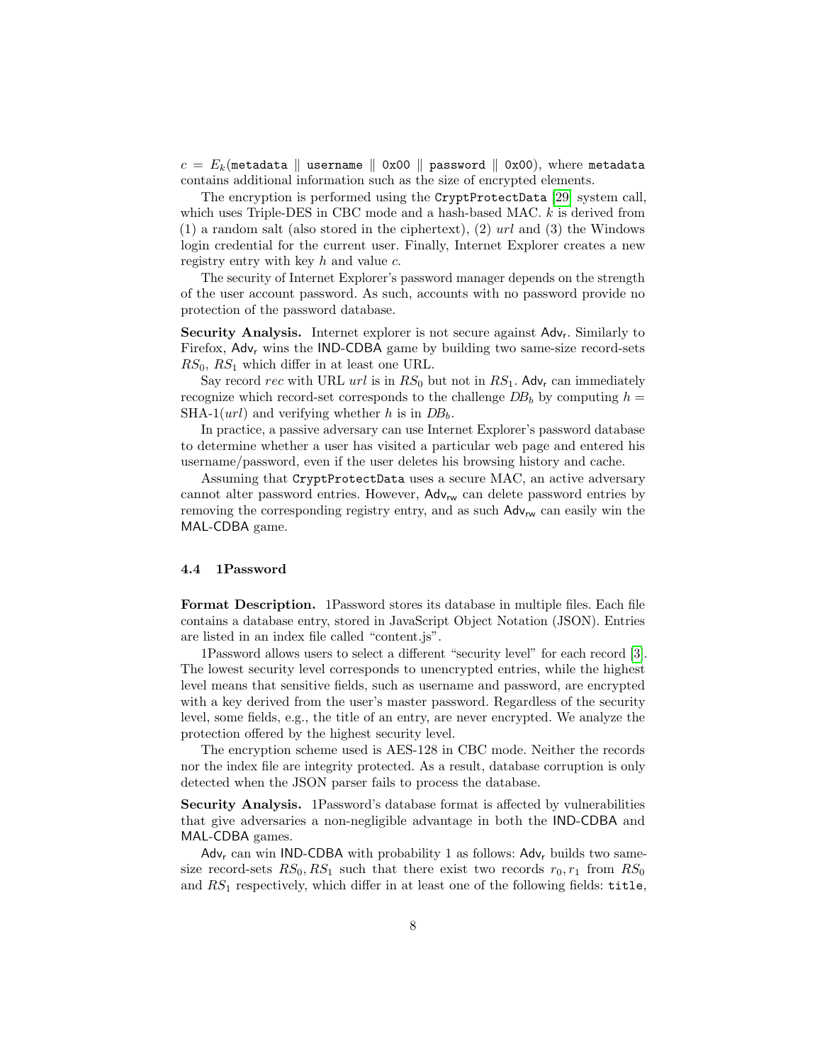$c = E_k(\texttt{metadata} \parallel \texttt{username} \parallel \texttt{0x00} \parallel \texttt{password} \parallel \texttt{0x00})$, where `metadata` contains additional information such as the size of encrypted elements.

The encryption is performed using the `CryptProtectData` [29] system call, which uses Triple-DES in CBC mode and a hash-based MAC. $k$ is derived from (1) a random salt (also stored in the ciphertext), (2) $url$ and (3) the Windows login credential for the current user. Finally, Internet Explorer creates a new registry entry with key $h$ and value $c$.

The security of Internet Explorer's password manager depends on the strength of the user account password. As such, accounts with no password provide no protection of the password database.

**Security Analysis.** Internet explorer is not secure against $\mathsf{Adv_r}$. Similarly to Firefox, $\mathsf{Adv_r}$ wins the IND-CDBA game by building two same-size record-sets $RS_0$, $RS_1$ which differ in at least one URL.

Say record $rec$ with URL $url$ is in $RS_0$ but not in $RS_1$. $\mathsf{Adv_r}$ can immediately recognize which record-set corresponds to the challenge $DB_b$ by computing $h = \text{SHA-1}(url)$ and verifying whether $h$ is in $DB_b$.

In practice, a passive adversary can use Internet Explorer's password database to determine whether a user has visited a particular web page and entered his username/password, even if the user deletes his browsing history and cache.

Assuming that `CryptProtectData` uses a secure MAC, an active adversary cannot alter password entries. However, $\mathsf{Adv_{rw}}$ can delete password entries by removing the corresponding registry entry, and as such $\mathsf{Adv_{rw}}$ can easily win the MAL-CDBA game.

### 4.4 1Password

**Format Description.** 1Password stores its database in multiple files. Each file contains a database entry, stored in JavaScript Object Notation (JSON). Entries are listed in an index file called "content.js".

1Password allows users to select a different "security level" for each record [3]. The lowest security level corresponds to unencrypted entries, while the highest level means that sensitive fields, such as username and password, are encrypted with a key derived from the user's master password. Regardless of the security level, some fields, e.g., the title of an entry, are never encrypted. We analyze the protection offered by the highest security level.

The encryption scheme used is AES-128 in CBC mode. Neither the records nor the index file are integrity protected. As a result, database corruption is only detected when the JSON parser fails to process the database.

**Security Analysis.** 1Password's database format is affected by vulnerabilities that give adversaries a non-negligible advantage in both the IND-CDBA and MAL-CDBA games.

$\mathsf{Adv_r}$ can win IND-CDBA with probability 1 as follows: $\mathsf{Adv_r}$ builds two same-size record-sets $RS_0, RS_1$ such that there exist two records $r_0, r_1$ from $RS_0$ and $RS_1$ respectively, which differ in at least one of the following fields: `title`,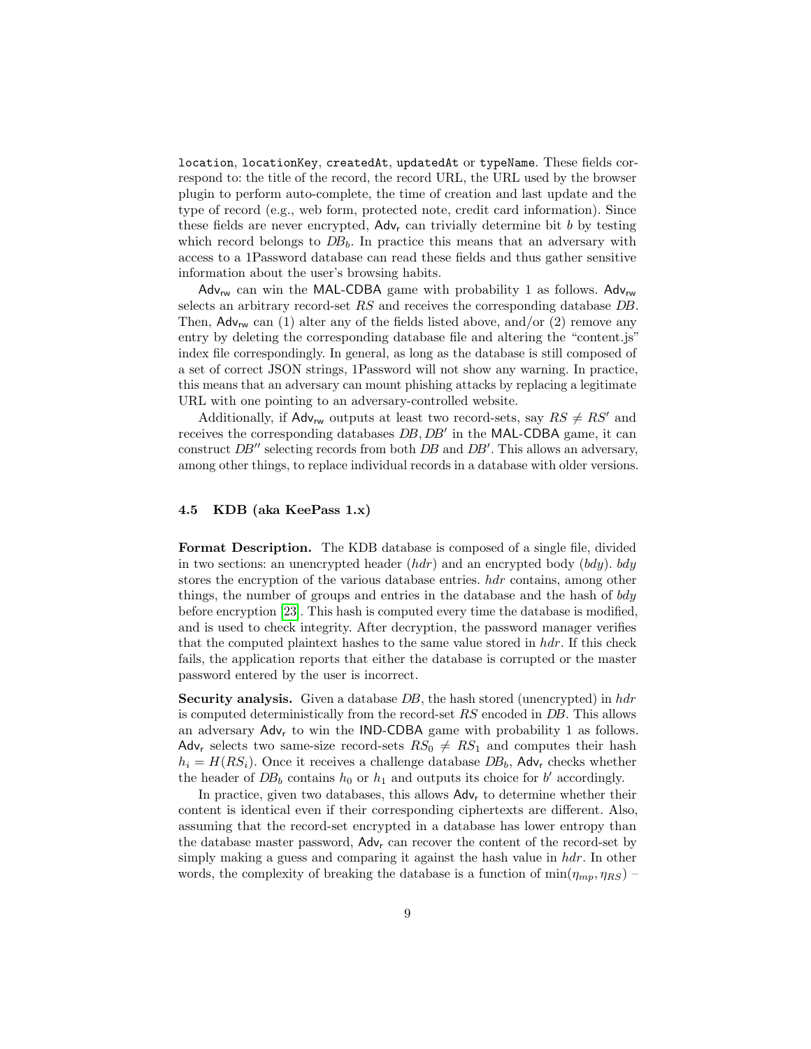`location`, `locationKey`, `createdAt`, `updatedAt` or `typeName`. These fields correspond to: the title of the record, the record URL, the URL used by the browser plugin to perform auto-complete, the time of creation and last update and the type of record (e.g., web form, protected note, credit card information). Since these fields are never encrypted, $\mathsf{Adv_r}$ can trivially determine bit $b$ by testing which record belongs to $DB_b$. In practice this means that an adversary with access to a 1Password database can read these fields and thus gather sensitive information about the user's browsing habits.

$\mathsf{Adv_{rw}}$ can win the MAL-CDBA game with probability 1 as follows. $\mathsf{Adv_{rw}}$ selects an arbitrary record-set $RS$ and receives the corresponding database $DB$. Then, $\mathsf{Adv_{rw}}$ can (1) alter any of the fields listed above, and/or (2) remove any entry by deleting the corresponding database file and altering the "content.js" index file correspondingly. In general, as long as the database is still composed of a set of correct JSON strings, 1Password will not show any warning. In practice, this means that an adversary can mount phishing attacks by replacing a legitimate URL with one pointing to an adversary-controlled website.

Additionally, if $\mathsf{Adv_{rw}}$ outputs at least two record-sets, say $RS \neq RS'$ and receives the corresponding databases $DB, DB'$ in the MAL-CDBA game, it can construct $DB''$ selecting records from both $DB$ and $DB'$. This allows an adversary, among other things, to replace individual records in a database with older versions.

### 4.5 KDB (aka KeePass 1.x)

**Format Description.** The KDB database is composed of a single file, divided in two sections: an unencrypted header ($hdr$) and an encrypted body ($bdy$). $bdy$ stores the encryption of the various database entries. $hdr$ contains, among other things, the number of groups and entries in the database and the hash of $bdy$ before encryption [23]. This hash is computed every time the database is modified, and is used to check integrity. After decryption, the password manager verifies that the computed plaintext hashes to the same value stored in $hdr$. If this check fails, the application reports that either the database is corrupted or the master password entered by the user is incorrect.

**Security analysis.** Given a database $DB$, the hash stored (unencrypted) in $hdr$ is computed deterministically from the record-set $RS$ encoded in $DB$. This allows an adversary $\mathsf{Adv_r}$ to win the IND-CDBA game with probability 1 as follows. $\mathsf{Adv_r}$ selects two same-size record-sets $RS_0 \neq RS_1$ and computes their hash $h_i = H(RS_i)$. Once it receives a challenge database $DB_b$, $\mathsf{Adv_r}$ checks whether the header of $DB_b$ contains $h_0$ or $h_1$ and outputs its choice for $b'$ accordingly.

In practice, given two databases, this allows $\mathsf{Adv_r}$ to determine whether their content is identical even if their corresponding ciphertexts are different. Also, assuming that the record-set encrypted in a database has lower entropy than the database master password, $\mathsf{Adv_r}$ can recover the content of the record-set by simply making a guess and comparing it against the hash value in $hdr$. In other words, the complexity of breaking the database is a function of $\min(\eta_{mp}, \eta_{RS})$ –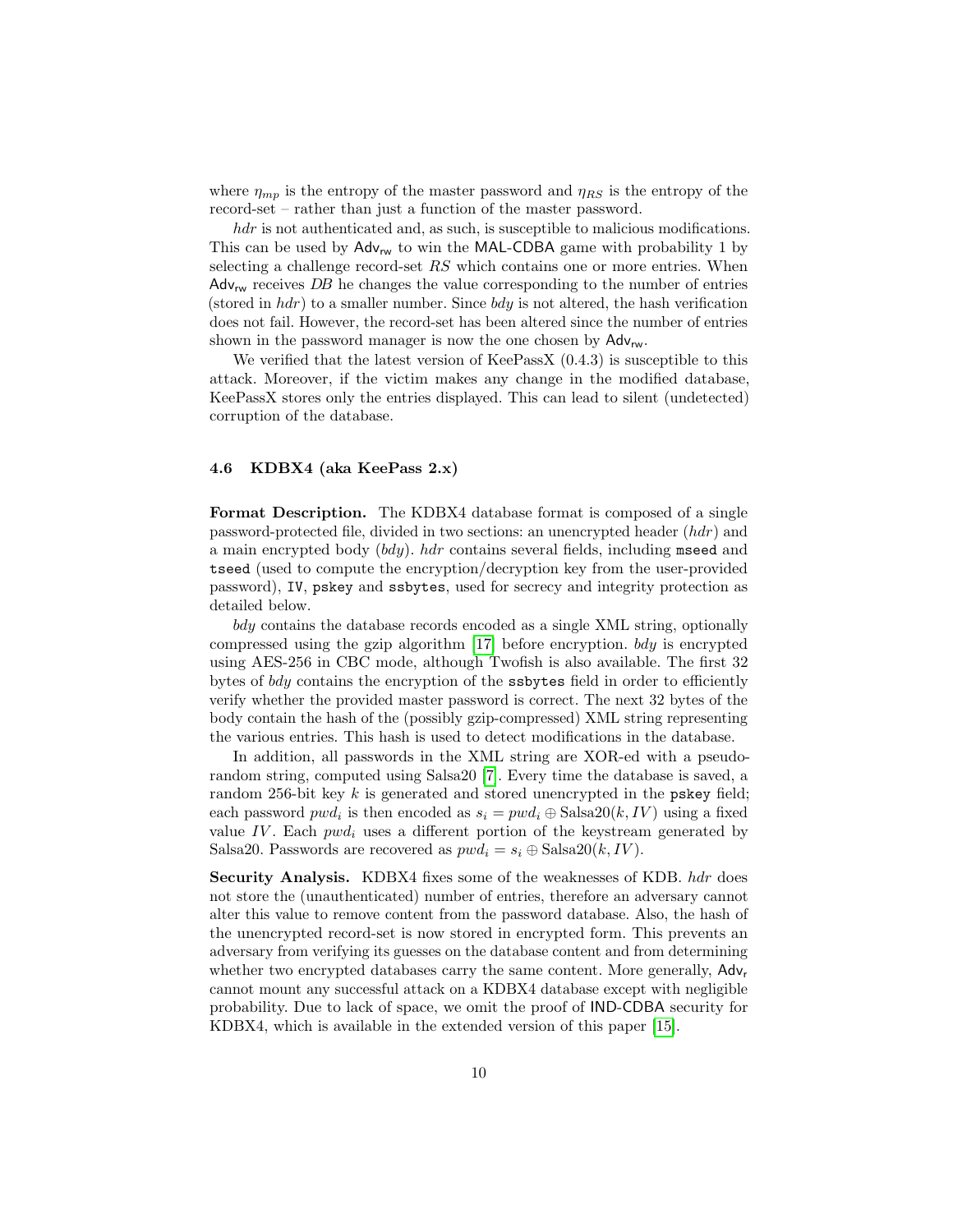where $\eta_{mp}$ is the entropy of the master password and $\eta_{RS}$ is the entropy of the record-set – rather than just a function of the master password.

*hdr* is not authenticated and, as such, is susceptible to malicious modifications. This can be used by $\mathsf{Adv_{rw}}$ to win the MAL-CDBA game with probability 1 by selecting a challenge record-set $RS$ which contains one or more entries. When $\mathsf{Adv_{rw}}$ receives $DB$ he changes the value corresponding to the number of entries (stored in *hdr*) to a smaller number. Since *bdy* is not altered, the hash verification does not fail. However, the record-set has been altered since the number of entries shown in the password manager is now the one chosen by $\mathsf{Adv_{rw}}$.

We verified that the latest version of KeePassX (0.4.3) is susceptible to this attack. Moreover, if the victim makes any change in the modified database, KeePassX stores only the entries displayed. This can lead to silent (undetected) corruption of the database.

### 4.6 KDBX4 (aka KeePass 2.x)

**Format Description.** The KDBX4 database format is composed of a single password-protected file, divided in two sections: an unencrypted header (*hdr*) and a main encrypted body (*bdy*). *hdr* contains several fields, including `mseed` and `tseed` (used to compute the encryption/decryption key from the user-provided password), `IV`, `pskey` and `ssbytes`, used for secrecy and integrity protection as detailed below.

*bdy* contains the database records encoded as a single XML string, optionally compressed using the gzip algorithm [17] before encryption. *bdy* is encrypted using AES-256 in CBC mode, although Twofish is also available. The first 32 bytes of *bdy* contains the encryption of the `ssbytes` field in order to efficiently verify whether the provided master password is correct. The next 32 bytes of the body contain the hash of the (possibly gzip-compressed) XML string representing the various entries. This hash is used to detect modifications in the database.

In addition, all passwords in the XML string are XOR-ed with a pseudo-random string, computed using Salsa20 [7]. Every time the database is saved, a random 256-bit key $k$ is generated and stored unencrypted in the `pskey` field; each password $pwd_i$ is then encoded as $s_i = pwd_i \oplus \text{Salsa20}(k, IV)$ using a fixed value $IV$. Each $pwd_i$ uses a different portion of the keystream generated by Salsa20. Passwords are recovered as $pwd_i = s_i \oplus \text{Salsa20}(k, IV)$.

**Security Analysis.** KDBX4 fixes some of the weaknesses of KDB. *hdr* does not store the (unauthenticated) number of entries, therefore an adversary cannot alter this value to remove content from the password database. Also, the hash of the unencrypted record-set is now stored in encrypted form. This prevents an adversary from verifying its guesses on the database content and from determining whether two encrypted databases carry the same content. More generally, $\mathsf{Adv_r}$ cannot mount any successful attack on a KDBX4 database except with negligible probability. Due to lack of space, we omit the proof of IND-CDBA security for KDBX4, which is available in the extended version of this paper [15].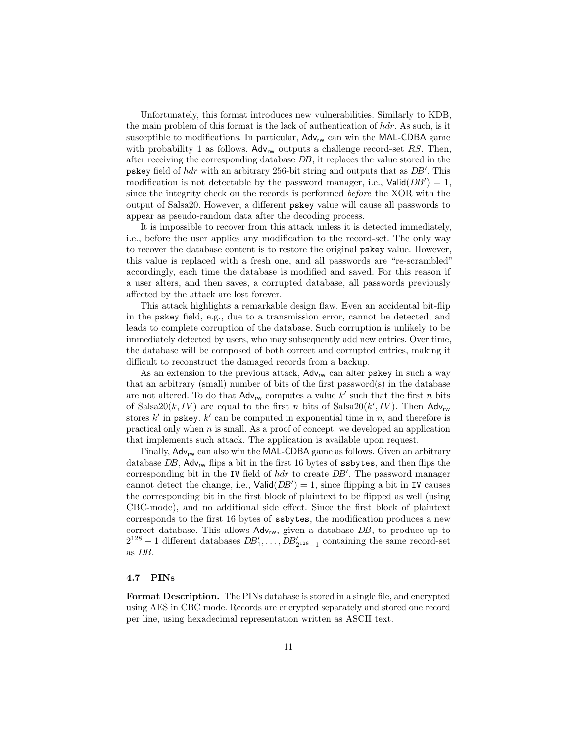Unfortunately, this format introduces new vulnerabilities. Similarly to KDB, the main problem of this format is the lack of authentication of $hdr$. As such, is it susceptible to modifications. In particular, $\mathsf{Adv_{rw}}$ can win the MAL-CDBA game with probability 1 as follows. $\mathsf{Adv_{rw}}$ outputs a challenge record-set $RS$. Then, after receiving the corresponding database $DB$, it replaces the value stored in the `pskey` field of $hdr$ with an arbitrary 256-bit string and outputs that as $DB'$. This modification is not detectable by the password manager, i.e., $\mathsf{Valid}(DB') = 1$, since the integrity check on the records is performed *before* the XOR with the output of Salsa20. However, a different `pskey` value will cause all passwords to appear as pseudo-random data after the decoding process.

It is impossible to recover from this attack unless it is detected immediately, i.e., before the user applies any modification to the record-set. The only way to recover the database content is to restore the original `pskey` value. However, this value is replaced with a fresh one, and all passwords are "re-scrambled" accordingly, each time the database is modified and saved. For this reason if a user alters, and then saves, a corrupted database, all passwords previously affected by the attack are lost forever.

This attack highlights a remarkable design flaw. Even an accidental bit-flip in the `pskey` field, e.g., due to a transmission error, cannot be detected, and leads to complete corruption of the database. Such corruption is unlikely to be immediately detected by users, who may subsequently add new entries. Over time, the database will be composed of both correct and corrupted entries, making it difficult to reconstruct the damaged records from a backup.

As an extension to the previous attack, $\mathsf{Adv_{rw}}$ can alter `pskey` in such a way that an arbitrary (small) number of bits of the first password(s) in the database are not altered. To do that $\mathsf{Adv_{rw}}$ computes a value $k'$ such that the first $n$ bits of Salsa20$(k, IV)$ are equal to the first $n$ bits of Salsa20$(k', IV)$. Then $\mathsf{Adv_{rw}}$ stores $k'$ in `pskey`. $k'$ can be computed in exponential time in $n$, and therefore is practical only when $n$ is small. As a proof of concept, we developed an application that implements such attack. The application is available upon request.

Finally, $\mathsf{Adv_{rw}}$ can also win the MAL-CDBA game as follows. Given an arbitrary database $DB$, $\mathsf{Adv_{rw}}$ flips a bit in the first 16 bytes of `ssbytes`, and then flips the corresponding bit in the `IV` field of $hdr$ to create $DB'$. The password manager cannot detect the change, i.e., $\mathsf{Valid}(DB') = 1$, since flipping a bit in `IV` causes the corresponding bit in the first block of plaintext to be flipped as well (using CBC-mode), and no additional side effect. Since the first block of plaintext corresponds to the first 16 bytes of `ssbytes`, the modification produces a new correct database. This allows $\mathsf{Adv_{rw}}$, given a database $DB$, to produce up to $2^{128} - 1$ different databases $DB'_1, \ldots, DB'_{2^{128}-1}$ containing the same record-set as $DB$.

### 4.7 PINs

**Format Description.** The PINs database is stored in a single file, and encrypted using AES in CBC mode. Records are encrypted separately and stored one record per line, using hexadecimal representation written as ASCII text.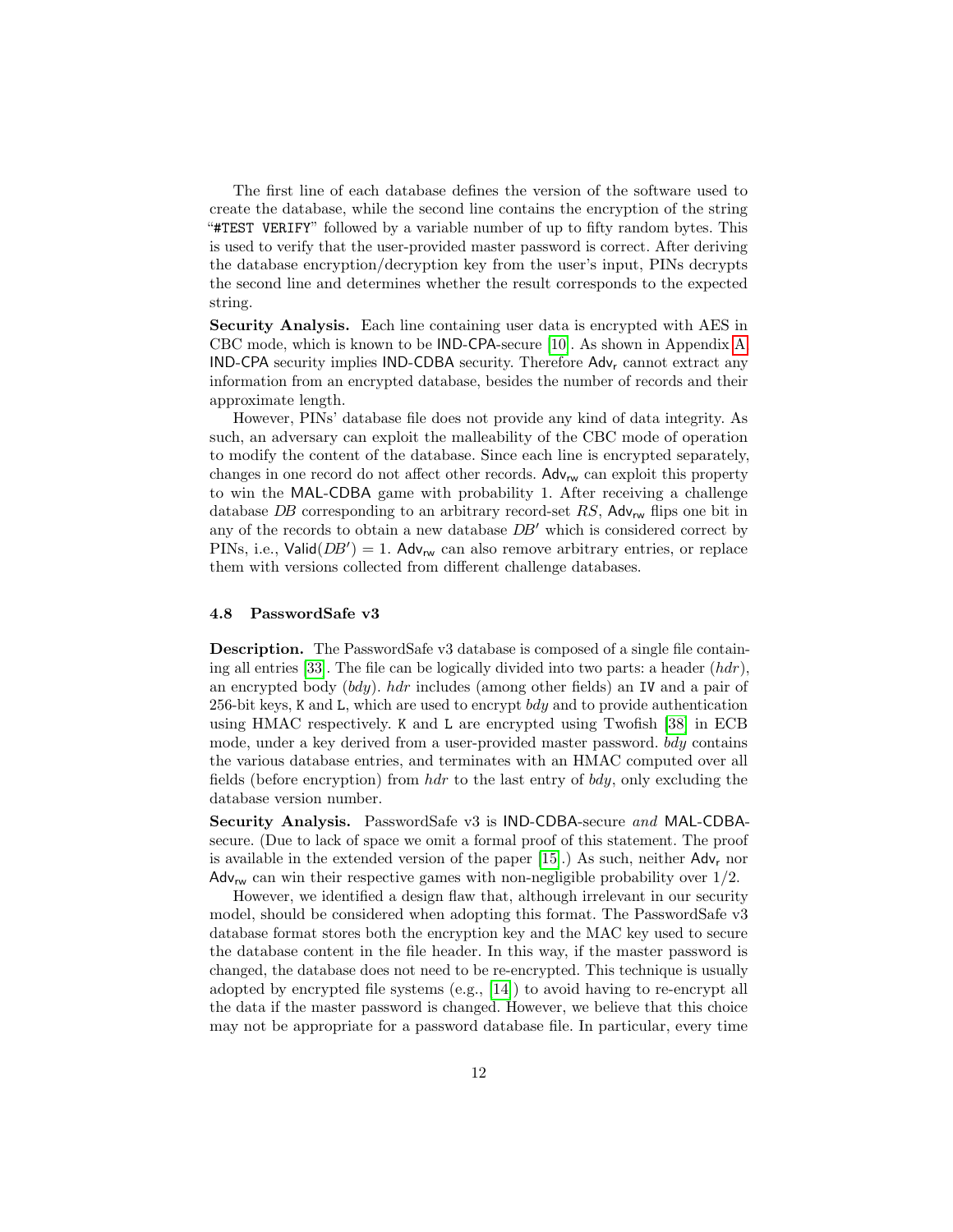The first line of each database defines the version of the software used to create the database, while the second line contains the encryption of the string "`#TEST VERIFY`" followed by a variable number of up to fifty random bytes. This is used to verify that the user-provided master password is correct. After deriving the database encryption/decryption key from the user's input, PINs decrypts the second line and determines whether the result corresponds to the expected string.

**Security Analysis.** Each line containing user data is encrypted with AES in CBC mode, which is known to be IND-CPA-secure [10]. As shown in Appendix A, IND-CPA security implies IND-CDBA security. Therefore $\mathsf{Adv}_\mathsf{r}$ cannot extract any information from an encrypted database, besides the number of records and their approximate length.

However, PINs' database file does not provide any kind of data integrity. As such, an adversary can exploit the malleability of the CBC mode of operation to modify the content of the database. Since each line is encrypted separately, changes in one record do not affect other records. $\mathsf{Adv}_\mathsf{rw}$ can exploit this property to win the MAL-CDBA game with probability 1. After receiving a challenge database $DB$ corresponding to an arbitrary record-set $RS$, $\mathsf{Adv}_\mathsf{rw}$ flips one bit in any of the records to obtain a new database $DB'$ which is considered correct by PINs, i.e., $\mathsf{Valid}(DB') = 1$. $\mathsf{Adv}_\mathsf{rw}$ can also remove arbitrary entries, or replace them with versions collected from different challenge databases.

### 4.8 PasswordSafe v3

**Description.** The PasswordSafe v3 database is composed of a single file containing all entries [33]. The file can be logically divided into two parts: a header ($hdr$), an encrypted body ($bdy$). $hdr$ includes (among other fields) an `IV` and a pair of 256-bit keys, `K` and `L`, which are used to encrypt $bdy$ and to provide authentication using HMAC respectively. `K` and `L` are encrypted using Twofish [38] in ECB mode, under a key derived from a user-provided master password. $bdy$ contains the various database entries, and terminates with an HMAC computed over all fields (before encryption) from $hdr$ to the last entry of $bdy$, only excluding the database version number.

**Security Analysis.** PasswordSafe v3 is IND-CDBA-secure *and* MAL-CDBA-secure. (Due to lack of space we omit a formal proof of this statement. The proof is available in the extended version of the paper [15].) As such, neither $\mathsf{Adv}_\mathsf{r}$ nor $\mathsf{Adv}_\mathsf{rw}$ can win their respective games with non-negligible probability over 1/2.

However, we identified a design flaw that, although irrelevant in our security model, should be considered when adopting this format. The PasswordSafe v3 database format stores both the encryption key and the MAC key used to secure the database content in the file header. In this way, if the master password is changed, the database does not need to be re-encrypted. This technique is usually adopted by encrypted file systems (e.g., [14]) to avoid having to re-encrypt all the data if the master password is changed. However, we believe that this choice may not be appropriate for a password database file. In particular, every time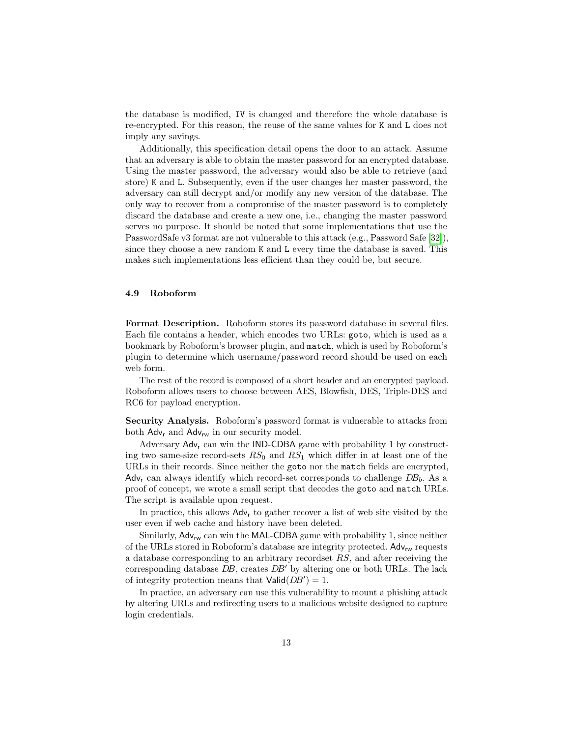the database is modified, IV is changed and therefore the whole database is re-encrypted. For this reason, the reuse of the same values for K and L does not imply any savings.

Additionally, this specification detail opens the door to an attack. Assume that an adversary is able to obtain the master password for an encrypted database. Using the master password, the adversary would also be able to retrieve (and store) K and L. Subsequently, even if the user changes her master password, the adversary can still decrypt and/or modify any new version of the database. The only way to recover from a compromise of the master password is to completely discard the database and create a new one, i.e., changing the master password serves no purpose. It should be noted that some implementations that use the PasswordSafe v3 format are not vulnerable to this attack (e.g., Password Safe [32]), since they choose a new random K and L every time the database is saved. This makes such implementations less efficient than they could be, but secure.

### 4.9 Roboform

**Format Description.** Roboform stores its password database in several files. Each file contains a header, which encodes two URLs: `goto`, which is used as a bookmark by Roboform's browser plugin, and `match`, which is used by Roboform's plugin to determine which username/password record should be used on each web form.

The rest of the record is composed of a short header and an encrypted payload. Roboform allows users to choose between AES, Blowfish, DES, Triple-DES and RC6 for payload encryption.

**Security Analysis.** Roboform's password format is vulnerable to attacks from both $\mathsf{Adv_r}$ and $\mathsf{Adv_{rw}}$ in our security model.

Adversary $\mathsf{Adv_r}$ can win the IND-CDBA game with probability 1 by constructing two same-size record-sets $RS_0$ and $RS_1$ which differ in at least one of the URLs in their records. Since neither the `goto` nor the `match` fields are encrypted, $\mathsf{Adv_r}$ can always identify which record-set corresponds to challenge $DB_b$. As a proof of concept, we wrote a small script that decodes the `goto` and `match` URLs. The script is available upon request.

In practice, this allows $\mathsf{Adv_r}$ to gather recover a list of web site visited by the user even if web cache and history have been deleted.

Similarly, $\mathsf{Adv_{rw}}$ can win the MAL-CDBA game with probability 1, since neither of the URLs stored in Roboform's database are integrity protected. $\mathsf{Adv_{rw}}$ requests a database corresponding to an arbitrary recordset $RS$, and after receiving the corresponding database $DB$, creates $DB'$ by altering one or both URLs. The lack of integrity protection means that $\mathsf{Valid}(DB') = 1$.

In practice, an adversary can use this vulnerability to mount a phishing attack by altering URLs and redirecting users to a malicious website designed to capture login credentials.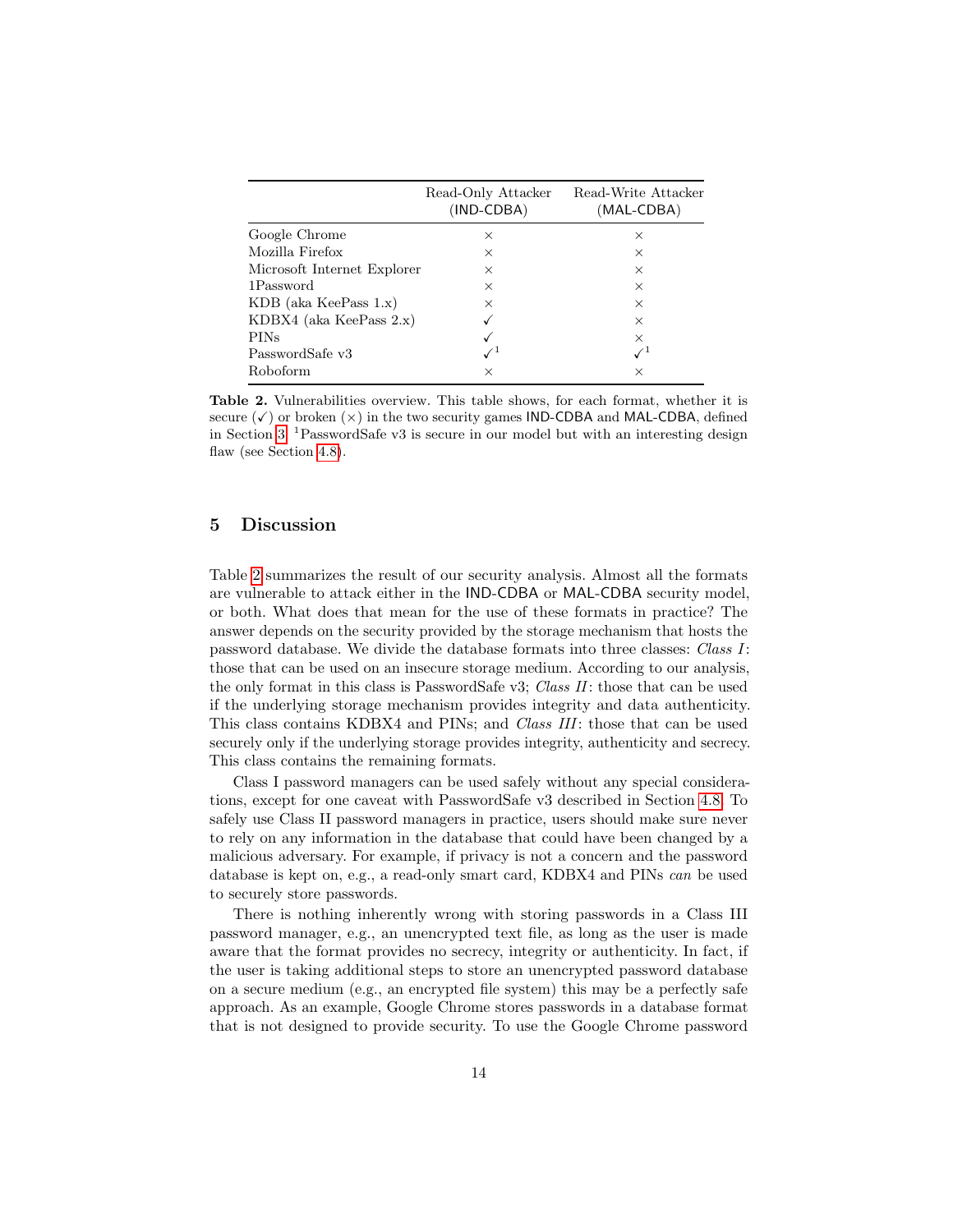| | Read-Only Attacker (IND-CDBA) | Read-Write Attacker (MAL-CDBA) |
|---|---|---|
| Google Chrome | × | × |
| Mozilla Firefox | × | × |
| Microsoft Internet Explorer | × | × |
| 1Password | × | × |
| KDB (aka KeePass 1.x) | × | × |
| KDBX4 (aka KeePass 2.x) | ✓ | × |
| PINs | ✓ | × |
| PasswordSafe v3 | ✓[1] | ✓[1] |
| Roboform | × | × |

**Table 2.** Vulnerabilities overview. This table shows, for each format, whether it is secure (✓) or broken (×) in the two security games IND-CDBA and MAL-CDBA, defined in Section 3. [1]PasswordSafe v3 is secure in our model but with an interesting design flaw (see Section 4.8).

## 5 Discussion

Table 2 summarizes the result of our security analysis. Almost all the formats are vulnerable to attack either in the IND-CDBA or MAL-CDBA security model, or both. What does that mean for the use of these formats in practice? The answer depends on the security provided by the storage mechanism that hosts the password database. We divide the database formats into three classes: *Class I*: those that can be used on an insecure storage medium. According to our analysis, the only format in this class is PasswordSafe v3; *Class II*: those that can be used if the underlying storage mechanism provides integrity and data authenticity. This class contains KDBX4 and PINs; and *Class III*: those that can be used securely only if the underlying storage provides integrity, authenticity and secrecy. This class contains the remaining formats.

Class I password managers can be used safely without any special considerations, except for one caveat with PasswordSafe v3 described in Section 4.8. To safely use Class II password managers in practice, users should make sure never to rely on any information in the database that could have been changed by a malicious adversary. For example, if privacy is not a concern and the password database is kept on, e.g., a read-only smart card, KDBX4 and PINs *can* be used to securely store passwords.

There is nothing inherently wrong with storing passwords in a Class III password manager, e.g., an unencrypted text file, as long as the user is made aware that the format provides no secrecy, integrity or authenticity. In fact, if the user is taking additional steps to store an unencrypted password database on a secure medium (e.g., an encrypted file system) this may be a perfectly safe approach. As an example, Google Chrome stores passwords in a database format that is not designed to provide security. To use the Google Chrome password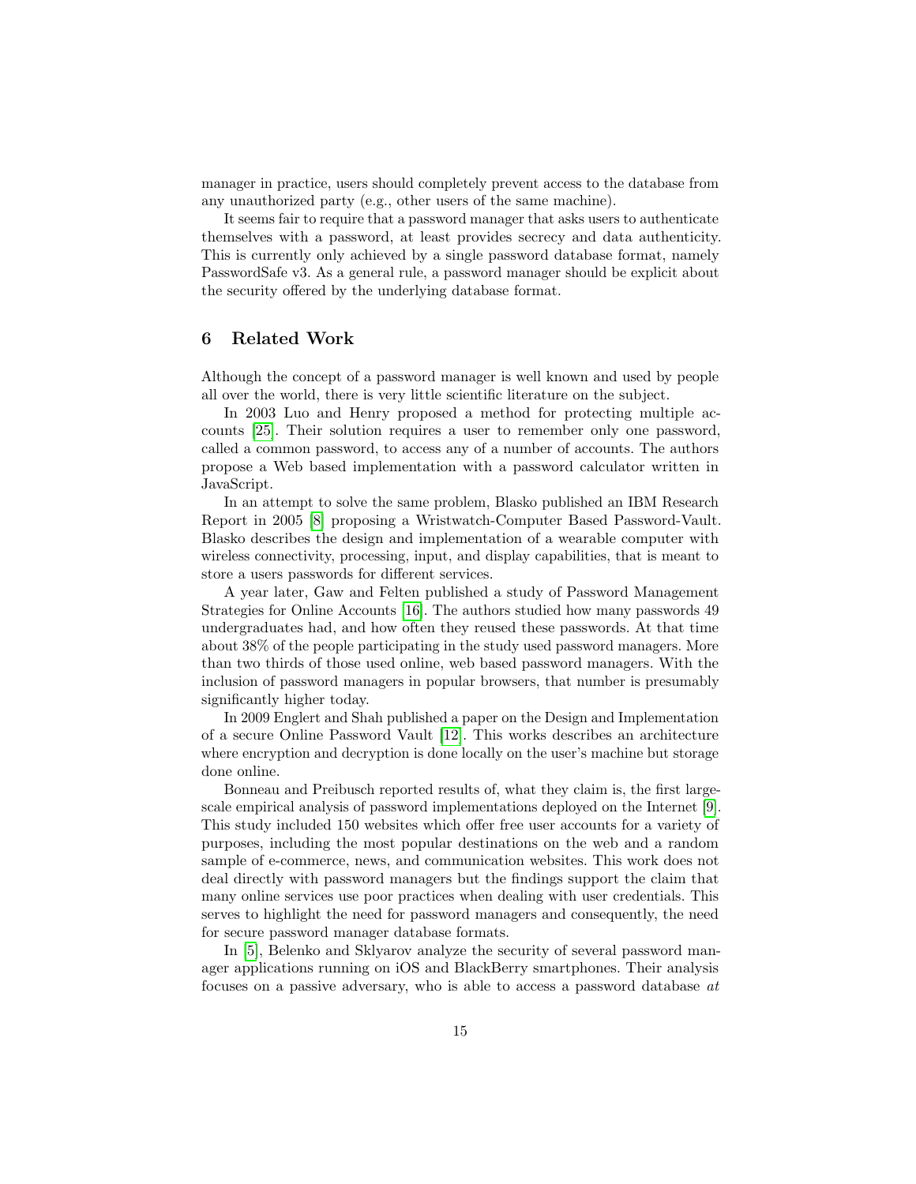manager in practice, users should completely prevent access to the database from any unauthorized party (e.g., other users of the same machine).

It seems fair to require that a password manager that asks users to authenticate themselves with a password, at least provides secrecy and data authenticity. This is currently only achieved by a single password database format, namely PasswordSafe v3. As a general rule, a password manager should be explicit about the security offered by the underlying database format.

## 6 Related Work

Although the concept of a password manager is well known and used by people all over the world, there is very little scientific literature on the subject.

In 2003 Luo and Henry proposed a method for protecting multiple accounts [25]. Their solution requires a user to remember only one password, called a common password, to access any of a number of accounts. The authors propose a Web based implementation with a password calculator written in JavaScript.

In an attempt to solve the same problem, Blasko published an IBM Research Report in 2005 [8] proposing a Wristwatch-Computer Based Password-Vault. Blasko describes the design and implementation of a wearable computer with wireless connectivity, processing, input, and display capabilities, that is meant to store a users passwords for different services.

A year later, Gaw and Felten published a study of Password Management Strategies for Online Accounts [16]. The authors studied how many passwords 49 undergraduates had, and how often they reused these passwords. At that time about 38% of the people participating in the study used password managers. More than two thirds of those used online, web based password managers. With the inclusion of password managers in popular browsers, that number is presumably significantly higher today.

In 2009 Englert and Shah published a paper on the Design and Implementation of a secure Online Password Vault [12]. This works describes an architecture where encryption and decryption is done locally on the user's machine but storage done online.

Bonneau and Preibusch reported results of, what they claim is, the first large-scale empirical analysis of password implementations deployed on the Internet [9]. This study included 150 websites which offer free user accounts for a variety of purposes, including the most popular destinations on the web and a random sample of e-commerce, news, and communication websites. This work does not deal directly with password managers but the findings support the claim that many online services use poor practices when dealing with user credentials. This serves to highlight the need for password managers and consequently, the need for secure password manager database formats.

In [5], Belenko and Sklyarov analyze the security of several password manager applications running on iOS and BlackBerry smartphones. Their analysis focuses on a passive adversary, who is able to access a password database *at*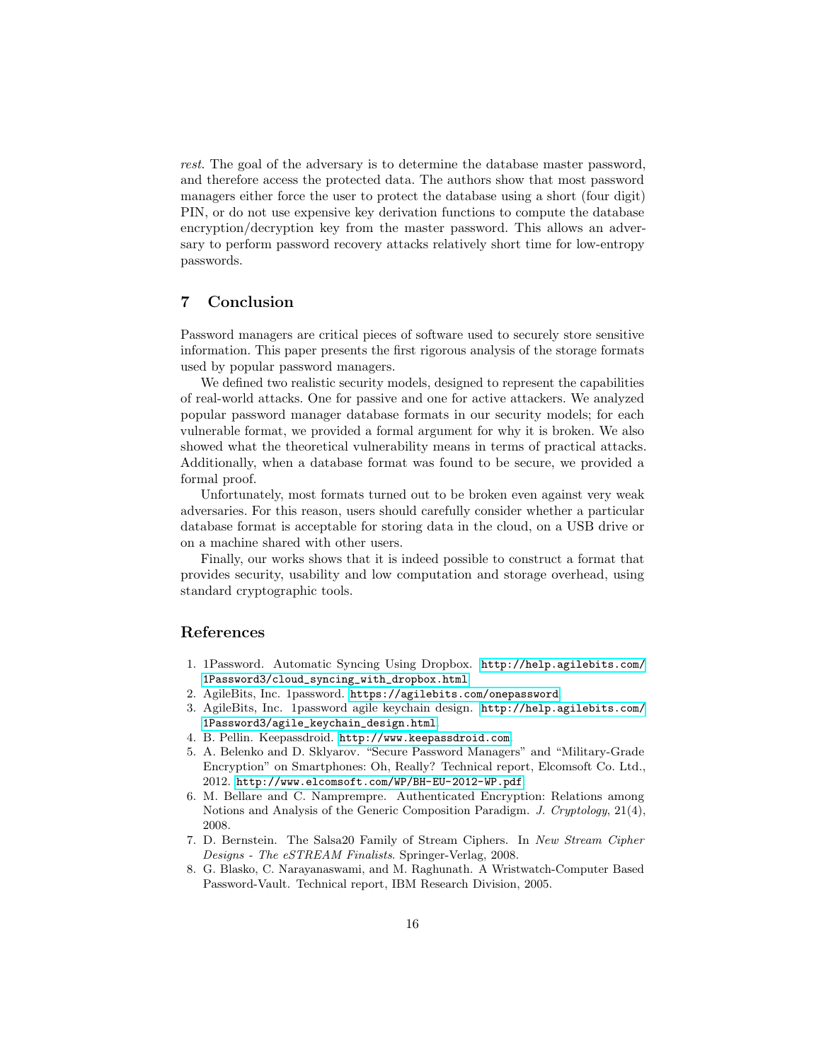*rest*. The goal of the adversary is to determine the database master password, and therefore access the protected data. The authors show that most password managers either force the user to protect the database using a short (four digit) PIN, or do not use expensive key derivation functions to compute the database encryption/decryption key from the master password. This allows an adversary to perform password recovery attacks relatively short time for low-entropy passwords.

## 7 Conclusion

Password managers are critical pieces of software used to securely store sensitive information. This paper presents the first rigorous analysis of the storage formats used by popular password managers.

We defined two realistic security models, designed to represent the capabilities of real-world attacks. One for passive and one for active attackers. We analyzed popular password manager database formats in our security models; for each vulnerable format, we provided a formal argument for why it is broken. We also showed what the theoretical vulnerability means in terms of practical attacks. Additionally, when a database format was found to be secure, we provided a formal proof.

Unfortunately, most formats turned out to be broken even against very weak adversaries. For this reason, users should carefully consider whether a particular database format is acceptable for storing data in the cloud, on a USB drive or on a machine shared with other users.

Finally, our works shows that it is indeed possible to construct a format that provides security, usability and low computation and storage overhead, using standard cryptographic tools.

## References

1. 1Password. Automatic Syncing Using Dropbox. http://help.agilebits.com/1Password3/cloud_syncing_with_dropbox.html
2. AgileBits, Inc. 1password. https://agilebits.com/onepassword
3. AgileBits, Inc. 1password agile keychain design. http://help.agilebits.com/1Password3/agile_keychain_design.html
4. B. Pellin. Keepassdroid. http://www.keepassdroid.com
5. A. Belenko and D. Sklyarov. "Secure Password Managers" and "Military-Grade Encryption" on Smartphones: Oh, Really? Technical report, Elcomsoft Co. Ltd., 2012. http://www.elcomsoft.com/WP/BH-EU-2012-WP.pdf
6. M. Bellare and C. Namprempre. Authenticated Encryption: Relations among Notions and Analysis of the Generic Composition Paradigm. *J. Cryptology*, 21(4), 2008.
7. D. Bernstein. The Salsa20 Family of Stream Ciphers. In *New Stream Cipher Designs - The eSTREAM Finalists*. Springer-Verlag, 2008.
8. G. Blasko, C. Narayanaswami, and M. Raghunath. A Wristwatch-Computer Based Password-Vault. Technical report, IBM Research Division, 2005.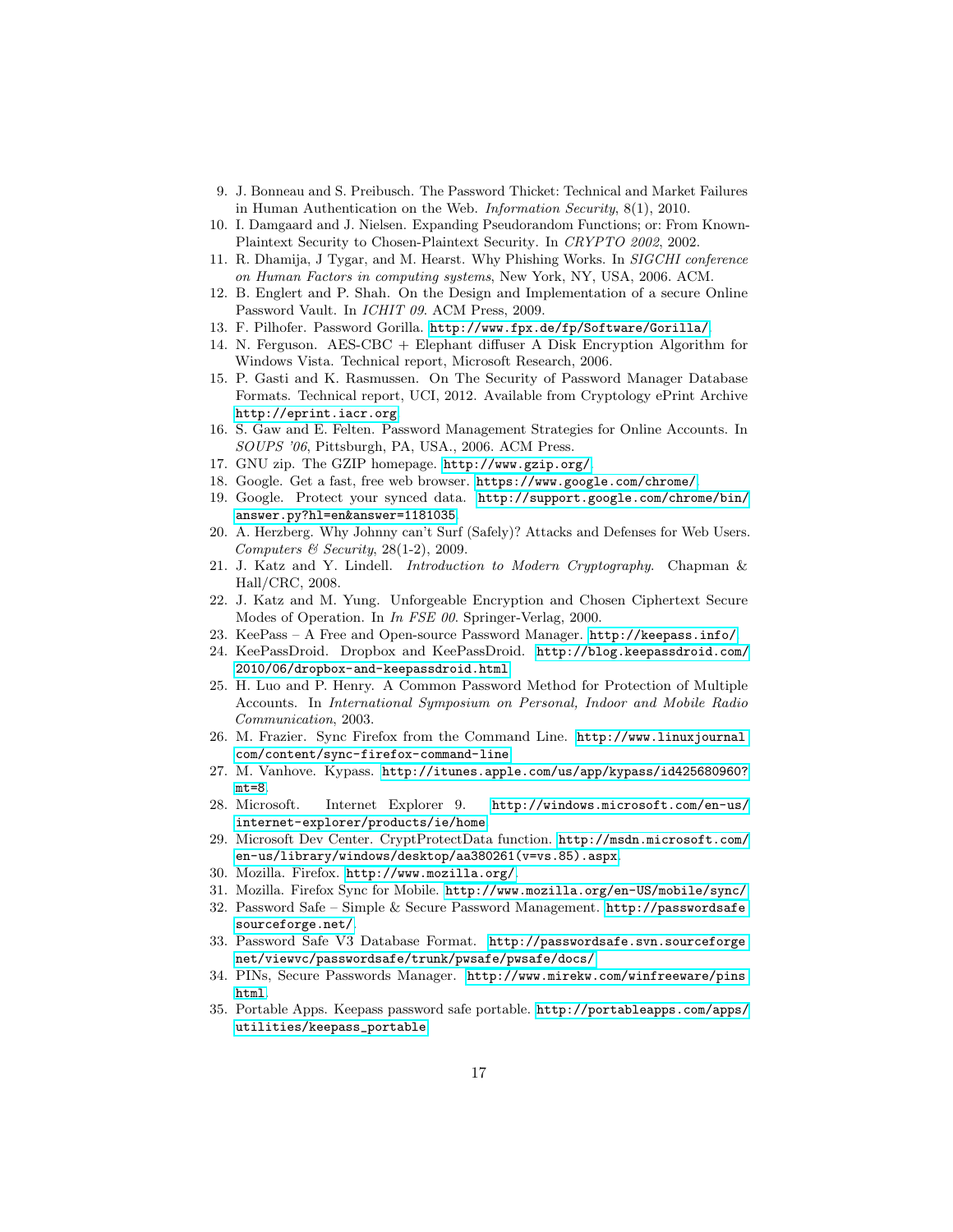9. J. Bonneau and S. Preibusch. The Password Thicket: Technical and Market Failures in Human Authentication on the Web. *Information Security*, 8(1), 2010.
10. I. Damgaard and J. Nielsen. Expanding Pseudorandom Functions; or: From Known-Plaintext Security to Chosen-Plaintext Security. In *CRYPTO 2002*, 2002.
11. R. Dhamija, J Tygar, and M. Hearst. Why Phishing Works. In *SIGCHI conference on Human Factors in computing systems*, New York, NY, USA, 2006. ACM.
12. B. Englert and P. Shah. On the Design and Implementation of a secure Online Password Vault. In *ICHIT 09*. ACM Press, 2009.
13. F. Pilhofer. Password Gorilla. `http://www.fpx.de/fp/Software/Gorilla/`
14. N. Ferguson. AES-CBC + Elephant diffuser A Disk Encryption Algorithm for Windows Vista. Technical report, Microsoft Research, 2006.
15. P. Gasti and K. Rasmussen. On The Security of Password Manager Database Formats. Technical report, UCI, 2012. Available from Cryptology ePrint Archive `http://eprint.iacr.org`
16. S. Gaw and E. Felten. Password Management Strategies for Online Accounts. In *SOUPS '06*, Pittsburgh, PA, USA., 2006. ACM Press.
17. GNU zip. The GZIP homepage. `http://www.gzip.org/`
18. Google. Get a fast, free web browser. `https://www.google.com/chrome/`
19. Google. Protect your synced data. `http://support.google.com/chrome/bin/answer.py?hl=en&answer=1181035`
20. A. Herzberg. Why Johnny can't Surf (Safely)? Attacks and Defenses for Web Users. *Computers & Security*, 28(1-2), 2009.
21. J. Katz and Y. Lindell. *Introduction to Modern Cryptography*. Chapman & Hall/CRC, 2008.
22. J. Katz and M. Yung. Unforgeable Encryption and Chosen Ciphertext Secure Modes of Operation. In *In FSE 00*. Springer-Verlag, 2000.
23. KeePass – A Free and Open-source Password Manager. `http://keepass.info/`
24. KeePassDroid. Dropbox and KeePassDroid. `http://blog.keepassdroid.com/2010/06/dropbox-and-keepassdroid.html`
25. H. Luo and P. Henry. A Common Password Method for Protection of Multiple Accounts. In *International Symposium on Personal, Indoor and Mobile Radio Communication*, 2003.
26. M. Frazier. Sync Firefox from the Command Line. `http://www.linuxjournal.com/content/sync-firefox-command-line`
27. M. Vanhove. Kypass. `http://itunes.apple.com/us/app/kypass/id425680960?mt=8`.
28. Microsoft. Internet Explorer 9. `http://windows.microsoft.com/en-us/internet-explorer/products/ie/home`
29. Microsoft Dev Center. CryptProtectData function. `http://msdn.microsoft.com/en-us/library/windows/desktop/aa380261(v=vs.85).aspx`.
30. Mozilla. Firefox. `http://www.mozilla.org/`
31. Mozilla. Firefox Sync for Mobile. `http://www.mozilla.org/en-US/mobile/sync/`
32. Password Safe – Simple & Secure Password Management. `http://passwordsafe.sourceforge.net/`.
33. Password Safe V3 Database Format. `http://passwordsafe.svn.sourceforge.net/viewvc/passwordsafe/trunk/pwsafe/pwsafe/docs/`
34. PINs, Secure Passwords Manager. `http://www.mirekw.com/winfreeware/pins.html`.
35. Portable Apps. Keepass password safe portable. `http://portableapps.com/apps/utilities/keepass_portable`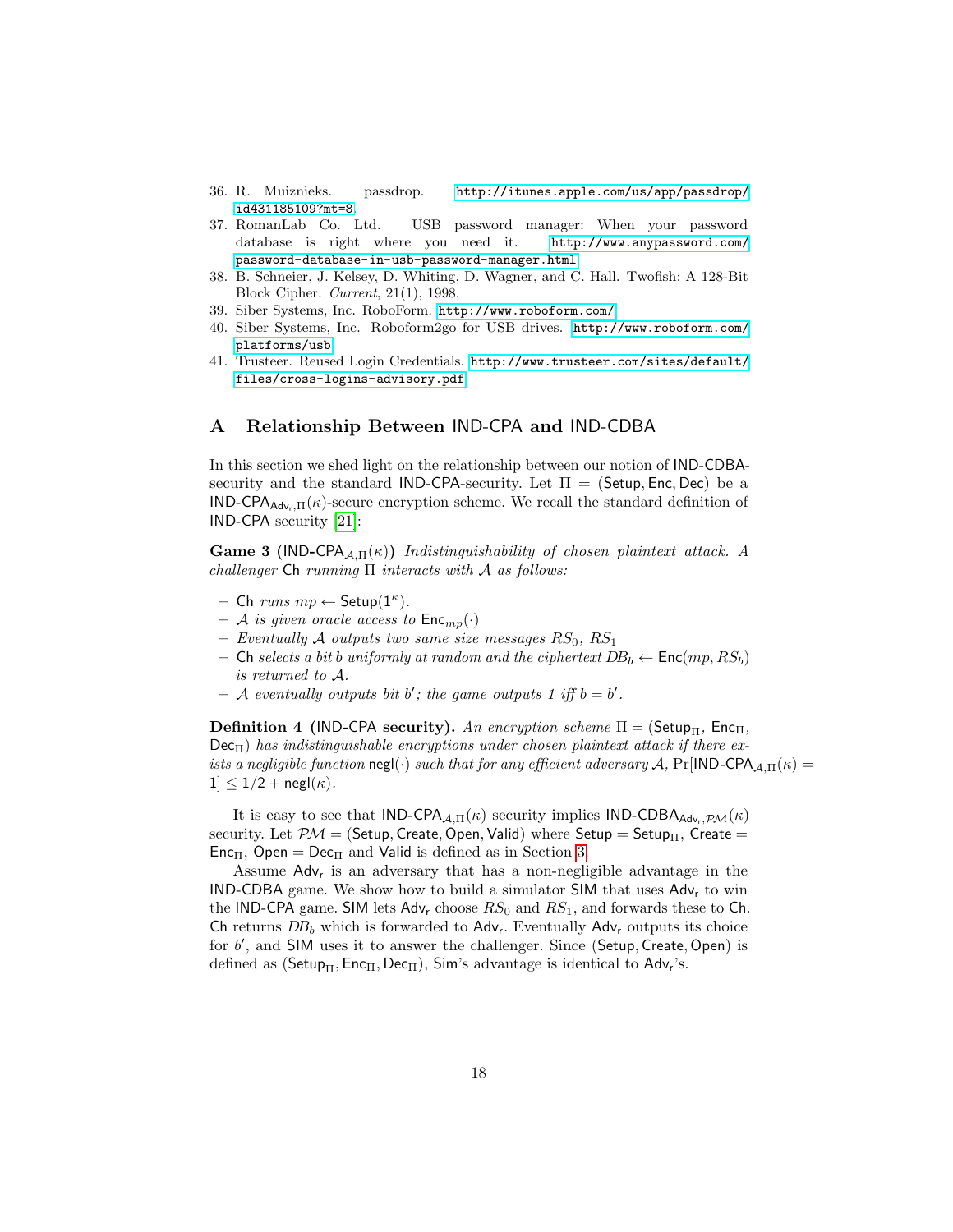36. R. Muiznieks. passdrop. http://itunes.apple.com/us/app/passdrop/id431185109?mt=8.
37. RomanLab Co. Ltd. USB password manager: When your password database is right where you need it. http://www.anypassword.com/password-database-in-usb-password-manager.html.
38. B. Schneier, J. Kelsey, D. Whiting, D. Wagner, and C. Hall. Twofish: A 128-Bit Block Cipher. *Current*, 21(1), 1998.
39. Siber Systems, Inc. RoboForm. http://www.roboform.com/.
40. Siber Systems, Inc. Roboform2go for USB drives. http://www.roboform.com/platforms/usb.
41. Trusteer. Reused Login Credentials. http://www.trusteer.com/sites/default/files/cross-logins-advisory.pdf.

## A Relationship Between IND-CPA and IND-CDBA

In this section we shed light on the relationship between our notion of IND-CDBA-security and the standard IND-CPA-security. Let $\Pi = (\mathsf{Setup}, \mathsf{Enc}, \mathsf{Dec})$ be a $\text{IND-CPA}_{\mathsf{Adv_r},\Pi}(\kappa)$-secure encryption scheme. We recall the standard definition of IND-CPA security [21]:

**Game 3** ($\text{IND-CPA}_{\mathcal{A},\Pi}(\kappa)$) *Indistinguishability of chosen plaintext attack. A challenger* Ch *running* $\Pi$ *interacts with* $\mathcal{A}$ *as follows:*

- Ch *runs* $mp \leftarrow \mathsf{Setup}(1^\kappa)$.
- $\mathcal{A}$ *is given oracle access to* $\mathsf{Enc}_{mp}(\cdot)$
- *Eventually* $\mathcal{A}$ *outputs two same size messages* $RS_0$, $RS_1$
- Ch *selects a bit* $b$ *uniformly at random and the ciphertext* $DB_b \leftarrow \mathsf{Enc}(mp, RS_b)$ *is returned to* $\mathcal{A}$.
- $\mathcal{A}$ *eventually outputs bit* $b'$*; the game outputs 1 iff* $b = b'$.

**Definition 4** (IND-CPA **security).** *An encryption scheme* $\Pi = (\mathsf{Setup}_\Pi, \mathsf{Enc}_\Pi, \mathsf{Dec}_\Pi)$ *has indistinguishable encryptions under chosen plaintext attack if there exists a negligible function* $\mathsf{negl}(\cdot)$ *such that for any efficient adversary* $\mathcal{A}$, $\Pr[\text{IND-CPA}_{\mathcal{A},\Pi}(\kappa) = 1] \leq 1/2 + \mathsf{negl}(\kappa)$.

It is easy to see that $\text{IND-CPA}_{\mathcal{A},\Pi}(\kappa)$ security implies $\text{IND-CDBA}_{\mathsf{Adv_r},\mathcal{PM}}(\kappa)$ security. Let $\mathcal{PM} = (\mathsf{Setup}, \mathsf{Create}, \mathsf{Open}, \mathsf{Valid})$ where $\mathsf{Setup} = \mathsf{Setup}_\Pi$, $\mathsf{Create} = \mathsf{Enc}_\Pi$, $\mathsf{Open} = \mathsf{Dec}_\Pi$ and $\mathsf{Valid}$ is defined as in Section 3.

Assume $\mathsf{Adv_r}$ is an adversary that has a non-negligible advantage in the IND-CDBA game. We show how to build a simulator SIM that uses $\mathsf{Adv_r}$ to win the IND-CPA game. SIM lets $\mathsf{Adv_r}$ choose $RS_0$ and $RS_1$, and forwards these to Ch. Ch returns $DB_b$ which is forwarded to $\mathsf{Adv_r}$. Eventually $\mathsf{Adv_r}$ outputs its choice for $b'$, and SIM uses it to answer the challenger. Since $(\mathsf{Setup}, \mathsf{Create}, \mathsf{Open})$ is defined as $(\mathsf{Setup}_\Pi, \mathsf{Enc}_\Pi, \mathsf{Dec}_\Pi)$, Sim's advantage is identical to $\mathsf{Adv_r}$'s.